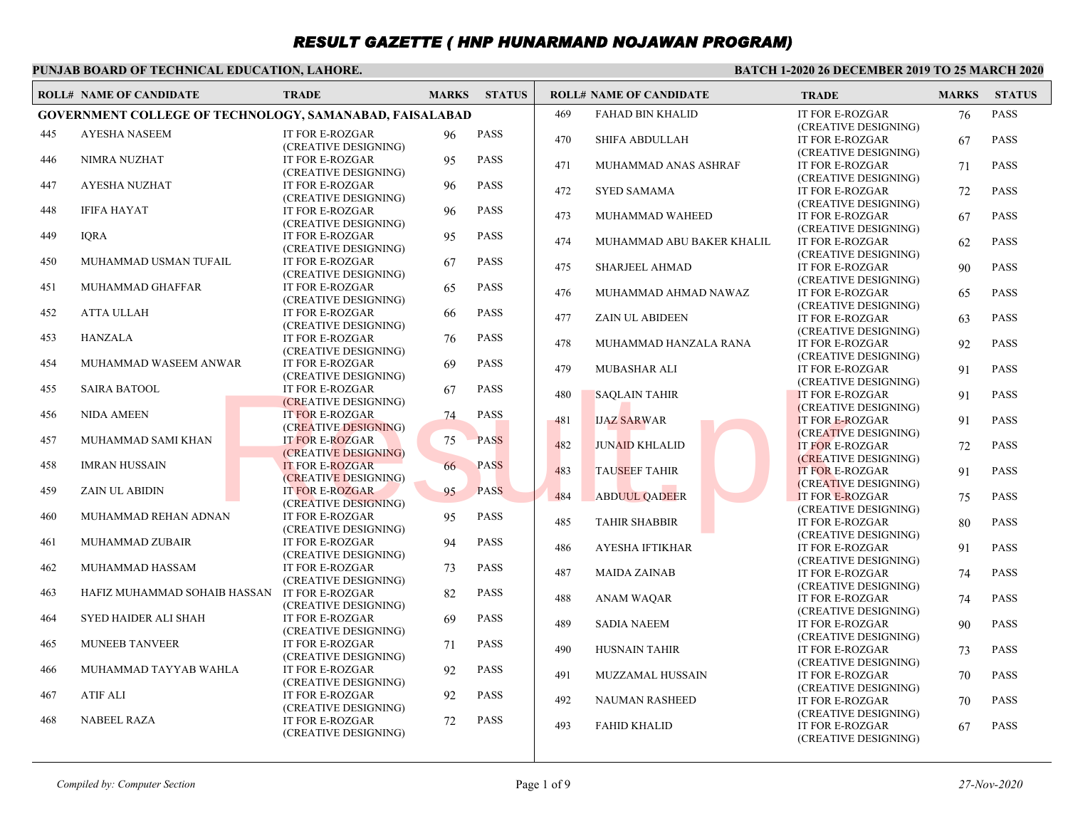# RESULT GAZETTE ( HNP HUNARMAND NOJAWAN PROGRAM)

**PUNJAB BOARD OF TECHNICAL EDUCATION, LAHORE.**

**BATCH 1-2020 26 DECEMBER 2019 TO 25 MARCH 2020**

**GOVERNMENT COLLEGE OF TECHNOLOGY, SAMANABAD, FAISALABAD**

| ROLL# | NAME OF CANDIDATE | TRADE | MARKS | STATUS |
|---|---|---|---|---|
| 445 | AYESHA NASEEM | IT FOR E-ROZGAR (CREATIVE DESIGNING) | 96 | PASS |
| 446 | NIMRA NUZHAT | IT FOR E-ROZGAR (CREATIVE DESIGNING) | 95 | PASS |
| 447 | AYESHA NUZHAT | IT FOR E-ROZGAR (CREATIVE DESIGNING) | 96 | PASS |
| 448 | IFIFA HAYAT | IT FOR E-ROZGAR (CREATIVE DESIGNING) | 96 | PASS |
| 449 | IQRA | IT FOR E-ROZGAR (CREATIVE DESIGNING) | 95 | PASS |
| 450 | MUHAMMAD USMAN TUFAIL | IT FOR E-ROZGAR (CREATIVE DESIGNING) | 67 | PASS |
| 451 | MUHAMMAD GHAFFAR | IT FOR E-ROZGAR (CREATIVE DESIGNING) | 65 | PASS |
| 452 | ATTA ULLAH | IT FOR E-ROZGAR (CREATIVE DESIGNING) | 66 | PASS |
| 453 | HANZALA | IT FOR E-ROZGAR (CREATIVE DESIGNING) | 76 | PASS |
| 454 | MUHAMMAD WASEEM ANWAR | IT FOR E-ROZGAR (CREATIVE DESIGNING) | 69 | PASS |
| 455 | SAIRA BATOOL | IT FOR E-ROZGAR (CREATIVE DESIGNING) | 67 | PASS |
| 456 | NIDA AMEEN | IT FOR E-ROZGAR (CREATIVE DESIGNING) | 74 | PASS |
| 457 | MUHAMMAD SAMI KHAN | IT FOR E-ROZGAR (CREATIVE DESIGNING) | 75 | PASS |
| 458 | IMRAN HUSSAIN | IT FOR E-ROZGAR (CREATIVE DESIGNING) | 66 | PASS |
| 459 | ZAIN UL ABIDIN | IT FOR E-ROZGAR (CREATIVE DESIGNING) | 95 | PASS |
| 460 | MUHAMMAD REHAN ADNAN | IT FOR E-ROZGAR (CREATIVE DESIGNING) | 95 | PASS |
| 461 | MUHAMMAD ZUBAIR | IT FOR E-ROZGAR (CREATIVE DESIGNING) | 94 | PASS |
| 462 | MUHAMMAD HASSAM | IT FOR E-ROZGAR (CREATIVE DESIGNING) | 73 | PASS |
| 463 | HAFIZ MUHAMMAD SOHAIB HASSAN | IT FOR E-ROZGAR (CREATIVE DESIGNING) | 82 | PASS |
| 464 | SYED HAIDER ALI SHAH | IT FOR E-ROZGAR (CREATIVE DESIGNING) | 69 | PASS |
| 465 | MUNEEB TANVEER | IT FOR E-ROZGAR (CREATIVE DESIGNING) | 71 | PASS |
| 466 | MUHAMMAD TAYYAB WAHLA | IT FOR E-ROZGAR (CREATIVE DESIGNING) | 92 | PASS |
| 467 | ATIF ALI | IT FOR E-ROZGAR (CREATIVE DESIGNING) | 92 | PASS |
| 468 | NABEEL RAZA | IT FOR E-ROZGAR (CREATIVE DESIGNING) | 72 | PASS |
| 469 | FAHAD BIN KHALID | IT FOR E-ROZGAR (CREATIVE DESIGNING) | 76 | PASS |
| 470 | SHIFA ABDULLAH | IT FOR E-ROZGAR (CREATIVE DESIGNING) | 67 | PASS |
| 471 | MUHAMMAD ANAS ASHRAF | IT FOR E-ROZGAR (CREATIVE DESIGNING) | 71 | PASS |
| 472 | SYED SAMAMA | IT FOR E-ROZGAR (CREATIVE DESIGNING) | 72 | PASS |
| 473 | MUHAMMAD WAHEED | IT FOR E-ROZGAR (CREATIVE DESIGNING) | 67 | PASS |
| 474 | MUHAMMAD ABU BAKER KHALIL | IT FOR E-ROZGAR (CREATIVE DESIGNING) | 62 | PASS |
| 475 | SHARJEEL AHMAD | IT FOR E-ROZGAR (CREATIVE DESIGNING) | 90 | PASS |
| 476 | MUHAMMAD AHMAD NAWAZ | IT FOR E-ROZGAR (CREATIVE DESIGNING) | 65 | PASS |
| 477 | ZAIN UL ABIDEEN | IT FOR E-ROZGAR (CREATIVE DESIGNING) | 63 | PASS |
| 478 | MUHAMMAD HANZALA RANA | IT FOR E-ROZGAR (CREATIVE DESIGNING) | 92 | PASS |
| 479 | MUBASHAR ALI | IT FOR E-ROZGAR (CREATIVE DESIGNING) | 91 | PASS |
| 480 | SAQLAIN TAHIR | IT FOR E-ROZGAR (CREATIVE DESIGNING) | 91 | PASS |
| 481 | IJAZ SARWAR | IT FOR E-ROZGAR (CREATIVE DESIGNING) | 91 | PASS |
| 482 | JUNAID KHLALID | IT FOR E-ROZGAR (CREATIVE DESIGNING) | 72 | PASS |
| 483 | TAUSEEF TAHIR | IT FOR E-ROZGAR (CREATIVE DESIGNING) | 91 | PASS |
| 484 | ABDUUL QADEER | IT FOR E-ROZGAR (CREATIVE DESIGNING) | 75 | PASS |
| 485 | TAHIR SHABBIR | IT FOR E-ROZGAR (CREATIVE DESIGNING) | 80 | PASS |
| 486 | AYESHA IFTIKHAR | IT FOR E-ROZGAR (CREATIVE DESIGNING) | 91 | PASS |
| 487 | MAIDA ZAINAB | IT FOR E-ROZGAR (CREATIVE DESIGNING) | 74 | PASS |
| 488 | ANAM WAQAR | IT FOR E-ROZGAR (CREATIVE DESIGNING) | 74 | PASS |
| 489 | SADIA NAEEM | IT FOR E-ROZGAR (CREATIVE DESIGNING) | 90 | PASS |
| 490 | HUSNAIN TAHIR | IT FOR E-ROZGAR (CREATIVE DESIGNING) | 73 | PASS |
| 491 | MUZZAMAL HUSSAIN | IT FOR E-ROZGAR (CREATIVE DESIGNING) | 70 | PASS |
| 492 | NAUMAN RASHEED | IT FOR E-ROZGAR (CREATIVE DESIGNING) | 70 | PASS |
| 493 | FAHID KHALID | IT FOR E-ROZGAR (CREATIVE DESIGNING) | 67 | PASS |

*Compiled by: Computer Section* — *27-Nov-2020*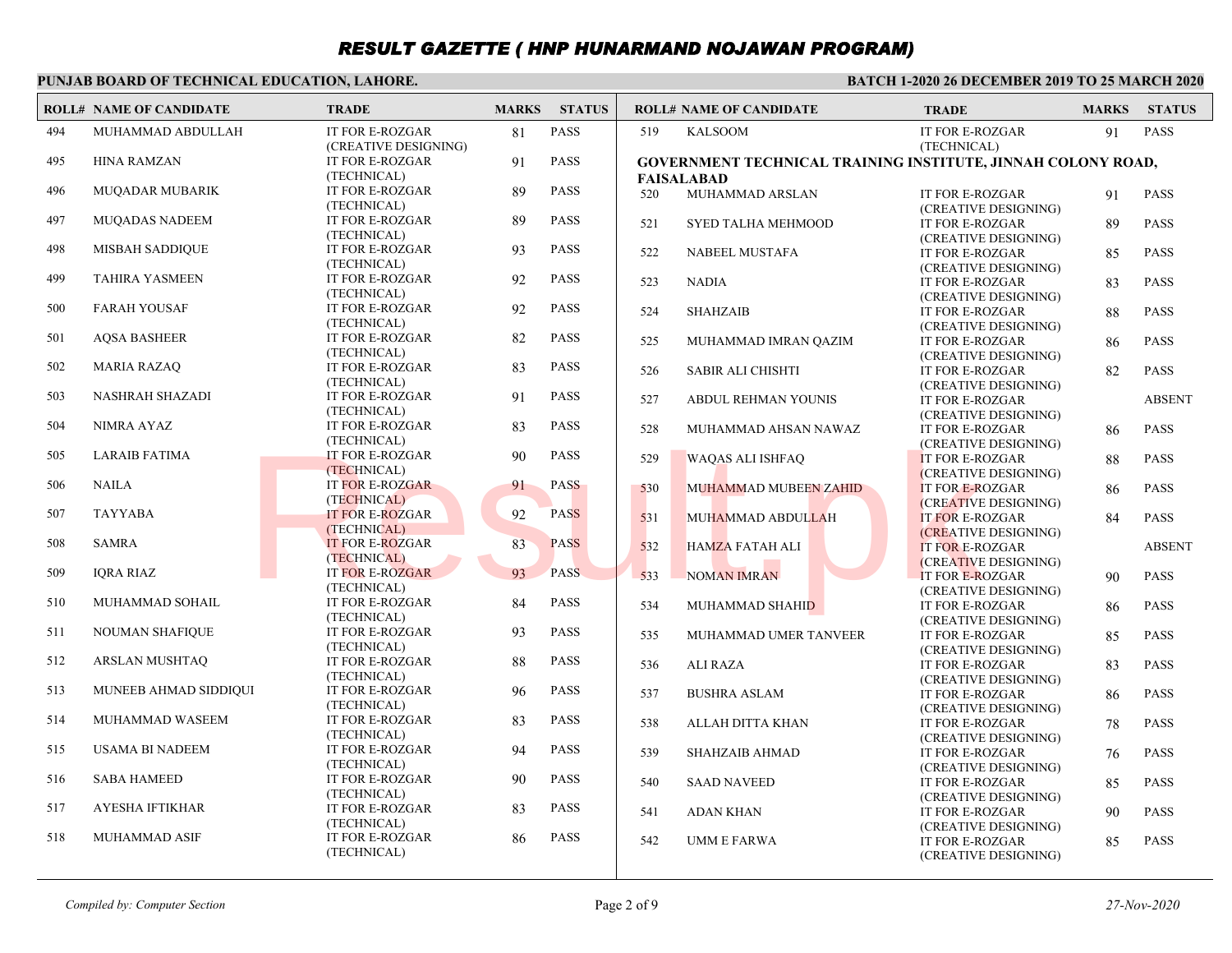# RESULT GAZETTE ( HNP HUNARMAND NOJAWAN PROGRAM)

**PUNJAB BOARD OF TECHNICAL EDUCATION, LAHORE.**

**BATCH 1-2020 26 DECEMBER 2019 TO 25 MARCH 2020**

| ROLL# | NAME OF CANDIDATE | TRADE | MARKS | STATUS |
|---|---|---|---|---|
| 494 | MUHAMMAD ABDULLAH | IT FOR E-ROZGAR (CREATIVE DESIGNING) | 81 | PASS |
| 495 | HINA RAMZAN | IT FOR E-ROZGAR (TECHNICAL) | 91 | PASS |
| 496 | MUQADAR MUBARIK | IT FOR E-ROZGAR (TECHNICAL) | 89 | PASS |
| 497 | MUQADAS NADEEM | IT FOR E-ROZGAR (TECHNICAL) | 89 | PASS |
| 498 | MISBAH SADDIQUE | IT FOR E-ROZGAR (TECHNICAL) | 93 | PASS |
| 499 | TAHIRA YASMEEN | IT FOR E-ROZGAR (TECHNICAL) | 92 | PASS |
| 500 | FARAH YOUSAF | IT FOR E-ROZGAR (TECHNICAL) | 92 | PASS |
| 501 | AQSA BASHEER | IT FOR E-ROZGAR (TECHNICAL) | 82 | PASS |
| 502 | MARIA RAZAQ | IT FOR E-ROZGAR (TECHNICAL) | 83 | PASS |
| 503 | NASHRAH SHAZADI | IT FOR E-ROZGAR (TECHNICAL) | 91 | PASS |
| 504 | NIMRA AYAZ | IT FOR E-ROZGAR (TECHNICAL) | 83 | PASS |
| 505 | LARAIB FATIMA | IT FOR E-ROZGAR (TECHNICAL) | 90 | PASS |
| 506 | NAILA | IT FOR E-ROZGAR (TECHNICAL) | 91 | PASS |
| 507 | TAYYABA | IT FOR E-ROZGAR (TECHNICAL) | 92 | PASS |
| 508 | SAMRA | IT FOR E-ROZGAR (TECHNICAL) | 83 | PASS |
| 509 | IQRA RIAZ | IT FOR E-ROZGAR (TECHNICAL) | 93 | PASS |
| 510 | MUHAMMAD SOHAIL | IT FOR E-ROZGAR (TECHNICAL) | 84 | PASS |
| 511 | NOUMAN SHAFIQUE | IT FOR E-ROZGAR (TECHNICAL) | 93 | PASS |
| 512 | ARSLAN MUSHTAQ | IT FOR E-ROZGAR (TECHNICAL) | 88 | PASS |
| 513 | MUNEEB AHMAD SIDDIQUI | IT FOR E-ROZGAR (TECHNICAL) | 96 | PASS |
| 514 | MUHAMMAD WASEEM | IT FOR E-ROZGAR (TECHNICAL) | 83 | PASS |
| 515 | USAMA BI NADEEM | IT FOR E-ROZGAR (TECHNICAL) | 94 | PASS |
| 516 | SABA HAMEED | IT FOR E-ROZGAR (TECHNICAL) | 90 | PASS |
| 517 | AYESHA IFTIKHAR | IT FOR E-ROZGAR (TECHNICAL) | 83 | PASS |
| 518 | MUHAMMAD ASIF | IT FOR E-ROZGAR (TECHNICAL) | 86 | PASS |
| 519 | KALSOOM | IT FOR E-ROZGAR (TECHNICAL) | 91 | PASS |

**GOVERNMENT TECHNICAL TRAINING INSTITUTE, JINNAH COLONY ROAD, FAISALABAD**

| ROLL# | NAME OF CANDIDATE | TRADE | MARKS | STATUS |
|---|---|---|---|---|
| 520 | MUHAMMAD ARSLAN | IT FOR E-ROZGAR (CREATIVE DESIGNING) | 91 | PASS |
| 521 | SYED TALHA MEHMOOD | IT FOR E-ROZGAR (CREATIVE DESIGNING) | 89 | PASS |
| 522 | NABEEL MUSTAFA | IT FOR E-ROZGAR (CREATIVE DESIGNING) | 85 | PASS |
| 523 | NADIA | IT FOR E-ROZGAR (CREATIVE DESIGNING) | 83 | PASS |
| 524 | SHAHZAIB | IT FOR E-ROZGAR (CREATIVE DESIGNING) | 88 | PASS |
| 525 | MUHAMMAD IMRAN QAZIM | IT FOR E-ROZGAR (CREATIVE DESIGNING) | 86 | PASS |
| 526 | SABIR ALI CHISHTI | IT FOR E-ROZGAR (CREATIVE DESIGNING) | 82 | PASS |
| 527 | ABDUL REHMAN YOUNIS | IT FOR E-ROZGAR (CREATIVE DESIGNING) | | ABSENT |
| 528 | MUHAMMAD AHSAN NAWAZ | IT FOR E-ROZGAR (CREATIVE DESIGNING) | 86 | PASS |
| 529 | WAQAS ALI ISHFAQ | IT FOR E-ROZGAR (CREATIVE DESIGNING) | 88 | PASS |
| 530 | MUHAMMAD MUBEEN ZAHID | IT FOR E-ROZGAR (CREATIVE DESIGNING) | 86 | PASS |
| 531 | MUHAMMAD ABDULLAH | IT FOR E-ROZGAR (CREATIVE DESIGNING) | 84 | PASS |
| 532 | HAMZA FATAH ALI | IT FOR E-ROZGAR (CREATIVE DESIGNING) | | ABSENT |
| 533 | NOMAN IMRAN | IT FOR E-ROZGAR (CREATIVE DESIGNING) | 90 | PASS |
| 534 | MUHAMMAD SHAHID | IT FOR E-ROZGAR (CREATIVE DESIGNING) | 86 | PASS |
| 535 | MUHAMMAD UMER TANVEER | IT FOR E-ROZGAR (CREATIVE DESIGNING) | 85 | PASS |
| 536 | ALI RAZA | IT FOR E-ROZGAR (CREATIVE DESIGNING) | 83 | PASS |
| 537 | BUSHRA ASLAM | IT FOR E-ROZGAR (CREATIVE DESIGNING) | 86 | PASS |
| 538 | ALLAH DITTA KHAN | IT FOR E-ROZGAR (CREATIVE DESIGNING) | 78 | PASS |
| 539 | SHAHZAIB AHMAD | IT FOR E-ROZGAR (CREATIVE DESIGNING) | 76 | PASS |
| 540 | SAAD NAVEED | IT FOR E-ROZGAR (CREATIVE DESIGNING) | 85 | PASS |
| 541 | ADAN KHAN | IT FOR E-ROZGAR (CREATIVE DESIGNING) | 90 | PASS |
| 542 | UMM E FARWA | IT FOR E-ROZGAR (CREATIVE DESIGNING) | 85 | PASS |

*Compiled by: Computer Section* *27-Nov-2020*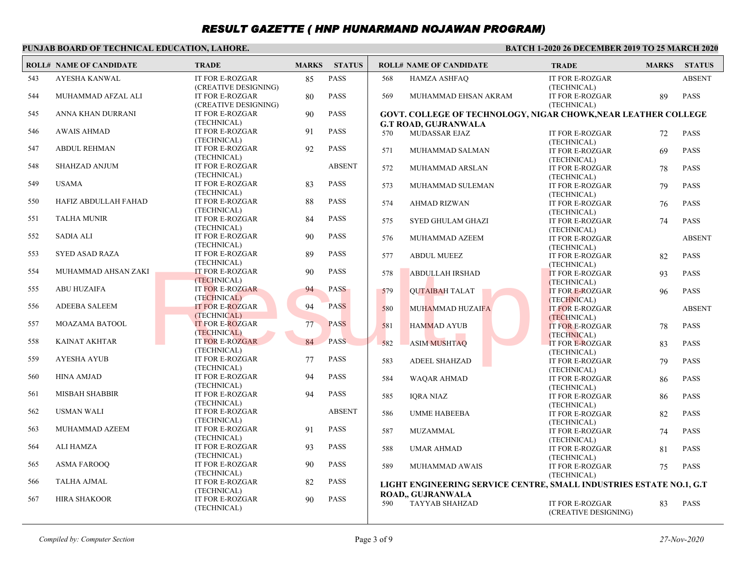# RESULT GAZETTE ( HNP HUNARMAND NOJAWAN PROGRAM)

**PUNJAB BOARD OF TECHNICAL EDUCATION, LAHORE.**

**BATCH 1-2020 26 DECEMBER 2019 TO 25 MARCH 2020**

| ROLL# | NAME OF CANDIDATE | TRADE | MARKS | STATUS |
|---|---|---|---|---|
| 543 | AYESHA KANWAL | IT FOR E-ROZGAR (CREATIVE DESIGNING) | 85 | PASS |
| 544 | MUHAMMAD AFZAL ALI | IT FOR E-ROZGAR (CREATIVE DESIGNING) | 80 | PASS |
| 545 | ANNA KHAN DURRANI | IT FOR E-ROZGAR (TECHNICAL) | 90 | PASS |
| 546 | AWAIS AHMAD | IT FOR E-ROZGAR (TECHNICAL) | 91 | PASS |
| 547 | ABDUL REHMAN | IT FOR E-ROZGAR (TECHNICAL) | 92 | PASS |
| 548 | SHAHZAD ANJUM | IT FOR E-ROZGAR (TECHNICAL) | | ABSENT |
| 549 | USAMA | IT FOR E-ROZGAR (TECHNICAL) | 83 | PASS |
| 550 | HAFIZ ABDULLAH FAHAD | IT FOR E-ROZGAR (TECHNICAL) | 88 | PASS |
| 551 | TALHA MUNIR | IT FOR E-ROZGAR (TECHNICAL) | 84 | PASS |
| 552 | SADIA ALI | IT FOR E-ROZGAR (TECHNICAL) | 90 | PASS |
| 553 | SYED ASAD RAZA | IT FOR E-ROZGAR (TECHNICAL) | 89 | PASS |
| 554 | MUHAMMAD AHSAN ZAKI | IT FOR E-ROZGAR (TECHNICAL) | 90 | PASS |
| 555 | ABU HUZAIFA | IT FOR E-ROZGAR (TECHNICAL) | 94 | PASS |
| 556 | ADEEBA SALEEM | IT FOR E-ROZGAR (TECHNICAL) | 94 | PASS |
| 557 | MOAZAMA BATOOL | IT FOR E-ROZGAR (TECHNICAL) | 77 | PASS |
| 558 | KAINAT AKHTAR | IT FOR E-ROZGAR (TECHNICAL) | 84 | PASS |
| 559 | AYESHA AYUB | IT FOR E-ROZGAR (TECHNICAL) | 77 | PASS |
| 560 | HINA AMJAD | IT FOR E-ROZGAR (TECHNICAL) | 94 | PASS |
| 561 | MISBAH SHABBIR | IT FOR E-ROZGAR (TECHNICAL) | 94 | PASS |
| 562 | USMAN WALI | IT FOR E-ROZGAR (TECHNICAL) | | ABSENT |
| 563 | MUHAMMAD AZEEM | IT FOR E-ROZGAR (TECHNICAL) | 91 | PASS |
| 564 | ALI HAMZA | IT FOR E-ROZGAR (TECHNICAL) | 93 | PASS |
| 565 | ASMA FAROOQ | IT FOR E-ROZGAR (TECHNICAL) | 90 | PASS |
| 566 | TALHA AJMAL | IT FOR E-ROZGAR (TECHNICAL) | 82 | PASS |
| 567 | HIRA SHAKOOR | IT FOR E-ROZGAR (TECHNICAL) | 90 | PASS |
| 568 | HAMZA ASHFAQ | IT FOR E-ROZGAR (TECHNICAL) | | ABSENT |
| 569 | MUHAMMAD EHSAN AKRAM | IT FOR E-ROZGAR (TECHNICAL) | 89 | PASS |

**GOVT. COLLEGE OF TECHNOLOGY, NIGAR CHOWK,NEAR LEATHER COLLEGE G.T ROAD, GUJRANWALA**

| ROLL# | NAME OF CANDIDATE | TRADE | MARKS | STATUS |
|---|---|---|---|---|
| 570 | MUDASSAR EJAZ | IT FOR E-ROZGAR (TECHNICAL) | 72 | PASS |
| 571 | MUHAMMAD SALMAN | IT FOR E-ROZGAR (TECHNICAL) | 69 | PASS |
| 572 | MUHAMMAD ARSLAN | IT FOR E-ROZGAR (TECHNICAL) | 78 | PASS |
| 573 | MUHAMMAD SULEMAN | IT FOR E-ROZGAR (TECHNICAL) | 79 | PASS |
| 574 | AHMAD RIZWAN | IT FOR E-ROZGAR (TECHNICAL) | 76 | PASS |
| 575 | SYED GHULAM GHAZI | IT FOR E-ROZGAR (TECHNICAL) | 74 | PASS |
| 576 | MUHAMMAD AZEEM | IT FOR E-ROZGAR (TECHNICAL) | | ABSENT |
| 577 | ABDUL MUEEZ | IT FOR E-ROZGAR (TECHNICAL) | 82 | PASS |
| 578 | ABDULLAH IRSHAD | IT FOR E-ROZGAR (TECHNICAL) | 93 | PASS |
| 579 | QUTAIBAH TALAT | IT FOR E-ROZGAR (TECHNICAL) | 96 | PASS |
| 580 | MUHAMMAD HUZAIFA | IT FOR E-ROZGAR (TECHNICAL) | | ABSENT |
| 581 | HAMMAD AYUB | IT FOR E-ROZGAR (TECHNICAL) | 78 | PASS |
| 582 | ASIM MUSHTAQ | IT FOR E-ROZGAR (TECHNICAL) | 83 | PASS |
| 583 | ADEEL SHAHZAD | IT FOR E-ROZGAR (TECHNICAL) | 79 | PASS |
| 584 | WAQAR AHMAD | IT FOR E-ROZGAR (TECHNICAL) | 86 | PASS |
| 585 | IQRA NIAZ | IT FOR E-ROZGAR (TECHNICAL) | 86 | PASS |
| 586 | UMME HABEEBA | IT FOR E-ROZGAR (TECHNICAL) | 82 | PASS |
| 587 | MUZAMMAL | IT FOR E-ROZGAR (TECHNICAL) | 74 | PASS |
| 588 | UMAR AHMAD | IT FOR E-ROZGAR (TECHNICAL) | 81 | PASS |
| 589 | MUHAMMAD AWAIS | IT FOR E-ROZGAR (TECHNICAL) | 75 | PASS |

**LIGHT ENGINEERING SERVICE CENTRE, SMALL INDUSTRIES ESTATE NO.1, G.T ROAD,, GUJRANWALA**

| ROLL# | NAME OF CANDIDATE | TRADE | MARKS | STATUS |
|---|---|---|---|---|
| 590 | TAYYAB SHAHZAD | IT FOR E-ROZGAR (CREATIVE DESIGNING) | 83 | PASS |

*Compiled by: Computer Section*

*27-Nov-2020*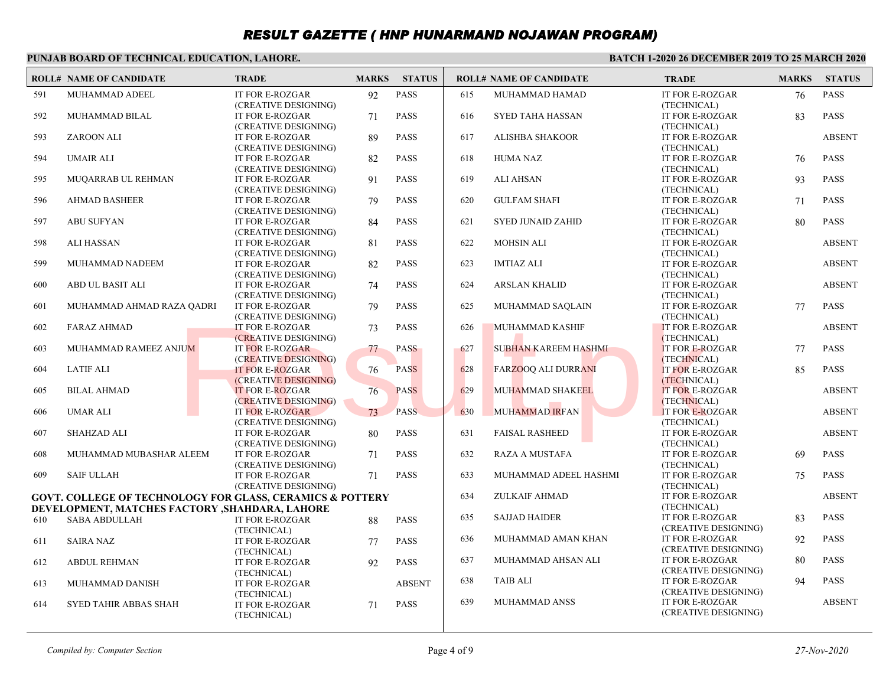# RESULT GAZETTE ( HNP HUNARMAND NOJAWAN PROGRAM)

**PUNJAB BOARD OF TECHNICAL EDUCATION, LAHORE.**

**BATCH 1-2020 26 DECEMBER 2019 TO 25 MARCH 2020**

| ROLL# | NAME OF CANDIDATE | TRADE | MARKS | STATUS |
|---|---|---|---|---|
| 591 | MUHAMMAD ADEEL | IT FOR E-ROZGAR (CREATIVE DESIGNING) | 92 | PASS |
| 592 | MUHAMMAD BILAL | IT FOR E-ROZGAR (CREATIVE DESIGNING) | 71 | PASS |
| 593 | ZAROON ALI | IT FOR E-ROZGAR (CREATIVE DESIGNING) | 89 | PASS |
| 594 | UMAIR ALI | IT FOR E-ROZGAR (CREATIVE DESIGNING) | 82 | PASS |
| 595 | MUQARRAB UL REHMAN | IT FOR E-ROZGAR (CREATIVE DESIGNING) | 91 | PASS |
| 596 | AHMAD BASHEER | IT FOR E-ROZGAR (CREATIVE DESIGNING) | 79 | PASS |
| 597 | ABU SUFYAN | IT FOR E-ROZGAR (CREATIVE DESIGNING) | 84 | PASS |
| 598 | ALI HASSAN | IT FOR E-ROZGAR (CREATIVE DESIGNING) | 81 | PASS |
| 599 | MUHAMMAD NADEEM | IT FOR E-ROZGAR (CREATIVE DESIGNING) | 82 | PASS |
| 600 | ABD UL BASIT ALI | IT FOR E-ROZGAR (CREATIVE DESIGNING) | 74 | PASS |
| 601 | MUHAMMAD AHMAD RAZA QADRI | IT FOR E-ROZGAR (CREATIVE DESIGNING) | 79 | PASS |
| 602 | FARAZ AHMAD | IT FOR E-ROZGAR (CREATIVE DESIGNING) | 73 | PASS |
| 603 | MUHAMMAD RAMEEZ ANJUM | IT FOR E-ROZGAR (CREATIVE DESIGNING) | 77 | PASS |
| 604 | LATIF ALI | IT FOR E-ROZGAR (CREATIVE DESIGNING) | 76 | PASS |
| 605 | BILAL AHMAD | IT FOR E-ROZGAR (CREATIVE DESIGNING) | 76 | PASS |
| 606 | UMAR ALI | IT FOR E-ROZGAR (CREATIVE DESIGNING) | 73 | PASS |
| 607 | SHAHZAD ALI | IT FOR E-ROZGAR (CREATIVE DESIGNING) | 80 | PASS |
| 608 | MUHAMMAD MUBASHAR ALEEM | IT FOR E-ROZGAR (CREATIVE DESIGNING) | 71 | PASS |
| 609 | SAIF ULLAH | IT FOR E-ROZGAR (CREATIVE DESIGNING) | 71 | PASS |

**GOVT. COLLEGE OF TECHNOLOGY FOR GLASS, CERAMICS & POTTERY DEVELOPMENT, MATCHES FACTORY ,SHAHDARA, LAHORE**

| ROLL# | NAME OF CANDIDATE | TRADE | MARKS | STATUS |
|---|---|---|---|---|
| 610 | SABA ABDULLAH | IT FOR E-ROZGAR (TECHNICAL) | 88 | PASS |
| 611 | SAIRA NAZ | IT FOR E-ROZGAR (TECHNICAL) | 77 | PASS |
| 612 | ABDUL REHMAN | IT FOR E-ROZGAR (TECHNICAL) | 92 | PASS |
| 613 | MUHAMMAD DANISH | IT FOR E-ROZGAR (TECHNICAL) | | ABSENT |
| 614 | SYED TAHIR ABBAS SHAH | IT FOR E-ROZGAR (TECHNICAL) | 71 | PASS |
| 615 | MUHAMMAD HAMAD | IT FOR E-ROZGAR (TECHNICAL) | 76 | PASS |
| 616 | SYED TAHA HASSAN | IT FOR E-ROZGAR (TECHNICAL) | 83 | PASS |
| 617 | ALISHBA SHAKOOR | IT FOR E-ROZGAR (TECHNICAL) | | ABSENT |
| 618 | HUMA NAZ | IT FOR E-ROZGAR (TECHNICAL) | 76 | PASS |
| 619 | ALI AHSAN | IT FOR E-ROZGAR (TECHNICAL) | 93 | PASS |
| 620 | GULFAM SHAFI | IT FOR E-ROZGAR (TECHNICAL) | 71 | PASS |
| 621 | SYED JUNAID ZAHID | IT FOR E-ROZGAR (TECHNICAL) | 80 | PASS |
| 622 | MOHSIN ALI | IT FOR E-ROZGAR (TECHNICAL) | | ABSENT |
| 623 | IMTIAZ ALI | IT FOR E-ROZGAR (TECHNICAL) | | ABSENT |
| 624 | ARSLAN KHALID | IT FOR E-ROZGAR (TECHNICAL) | | ABSENT |
| 625 | MUHAMMAD SAQLAIN | IT FOR E-ROZGAR (TECHNICAL) | 77 | PASS |
| 626 | MUHAMMAD KASHIF | IT FOR E-ROZGAR (TECHNICAL) | | ABSENT |
| 627 | SUBHAN KAREEM HASHMI | IT FOR E-ROZGAR (TECHNICAL) | 77 | PASS |
| 628 | FARZOOQ ALI DURRANI | IT FOR E-ROZGAR (TECHNICAL) | 85 | PASS |
| 629 | MUHAMMAD SHAKEEL | IT FOR E-ROZGAR (TECHNICAL) | | ABSENT |
| 630 | MUHAMMAD IRFAN | IT FOR E-ROZGAR (TECHNICAL) | | ABSENT |
| 631 | FAISAL RASHEED | IT FOR E-ROZGAR (TECHNICAL) | | ABSENT |
| 632 | RAZA A MUSTAFA | IT FOR E-ROZGAR (TECHNICAL) | 69 | PASS |
| 633 | MUHAMMAD ADEEL HASHMI | IT FOR E-ROZGAR (TECHNICAL) | 75 | PASS |
| 634 | ZULKAIF AHMAD | IT FOR E-ROZGAR (TECHNICAL) | | ABSENT |
| 635 | SAJJAD HAIDER | IT FOR E-ROZGAR (CREATIVE DESIGNING) | 83 | PASS |
| 636 | MUHAMMAD AMAN KHAN | IT FOR E-ROZGAR (CREATIVE DESIGNING) | 92 | PASS |
| 637 | MUHAMMAD AHSAN ALI | IT FOR E-ROZGAR (CREATIVE DESIGNING) | 80 | PASS |
| 638 | TAIB ALI | IT FOR E-ROZGAR (CREATIVE DESIGNING) | 94 | PASS |
| 639 | MUHAMMAD ANSS | IT FOR E-ROZGAR (CREATIVE DESIGNING) | | ABSENT |

*Compiled by: Computer Section*

*27-Nov-2020*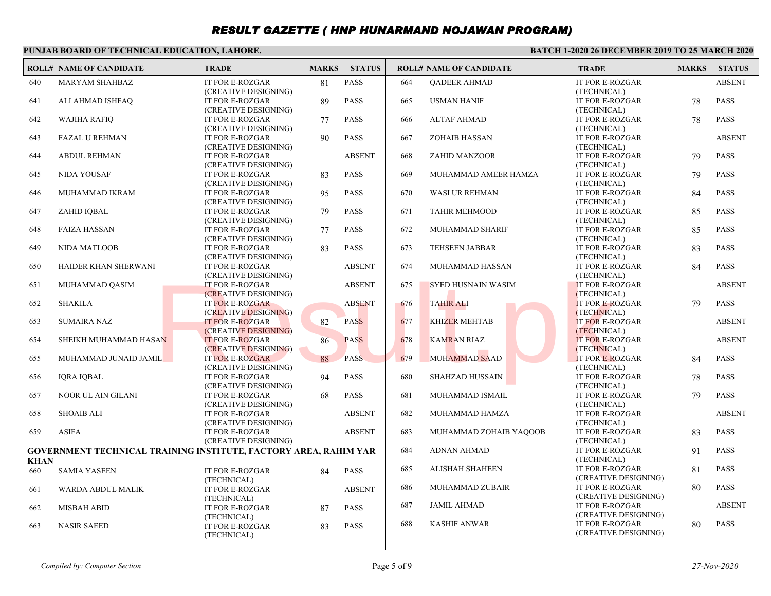# RESULT GAZETTE ( HNP HUNARMAND NOJAWAN PROGRAM)

**PUNJAB BOARD OF TECHNICAL EDUCATION, LAHORE.** **BATCH 1-2020 26 DECEMBER 2019 TO 25 MARCH 2020**

| ROLL# | NAME OF CANDIDATE | TRADE | MARKS | STATUS |
|---|---|---|---|---|
| 640 | MARYAM SHAHBAZ | IT FOR E-ROZGAR (CREATIVE DESIGNING) | 81 | PASS |
| 641 | ALI AHMAD ISHFAQ | IT FOR E-ROZGAR (CREATIVE DESIGNING) | 89 | PASS |
| 642 | WAJIHA RAFIQ | IT FOR E-ROZGAR (CREATIVE DESIGNING) | 77 | PASS |
| 643 | FAZAL U REHMAN | IT FOR E-ROZGAR (CREATIVE DESIGNING) | 90 | PASS |
| 644 | ABDUL REHMAN | IT FOR E-ROZGAR (CREATIVE DESIGNING) | | ABSENT |
| 645 | NIDA YOUSAF | IT FOR E-ROZGAR (CREATIVE DESIGNING) | 83 | PASS |
| 646 | MUHAMMAD IKRAM | IT FOR E-ROZGAR (CREATIVE DESIGNING) | 95 | PASS |
| 647 | ZAHID IQBAL | IT FOR E-ROZGAR (CREATIVE DESIGNING) | 79 | PASS |
| 648 | FAIZA HASSAN | IT FOR E-ROZGAR (CREATIVE DESIGNING) | 77 | PASS |
| 649 | NIDA MATLOOB | IT FOR E-ROZGAR (CREATIVE DESIGNING) | 83 | PASS |
| 650 | HAIDER KHAN SHERWANI | IT FOR E-ROZGAR (CREATIVE DESIGNING) | | ABSENT |
| 651 | MUHAMMAD QASIM | IT FOR E-ROZGAR (CREATIVE DESIGNING) | | ABSENT |
| 652 | SHAKILA | IT FOR E-ROZGAR (CREATIVE DESIGNING) | | ABSENT |
| 653 | SUMAIRA NAZ | IT FOR E-ROZGAR (CREATIVE DESIGNING) | 82 | PASS |
| 654 | SHEIKH MUHAMMAD HASAN | IT FOR E-ROZGAR (CREATIVE DESIGNING) | 86 | PASS |
| 655 | MUHAMMAD JUNAID JAMIL | IT FOR E-ROZGAR (CREATIVE DESIGNING) | 88 | PASS |
| 656 | IQRA IQBAL | IT FOR E-ROZGAR (CREATIVE DESIGNING) | 94 | PASS |
| 657 | NOOR UL AIN GILANI | IT FOR E-ROZGAR (CREATIVE DESIGNING) | 68 | PASS |
| 658 | SHOAIB ALI | IT FOR E-ROZGAR (CREATIVE DESIGNING) | | ABSENT |
| 659 | ASIFA | IT FOR E-ROZGAR (CREATIVE DESIGNING) | | ABSENT |

**GOVERNMENT TECHNICAL TRAINING INSTITUTE, FACTORY AREA, RAHIM YAR KHAN**

| ROLL# | NAME OF CANDIDATE | TRADE | MARKS | STATUS |
|---|---|---|---|---|
| 660 | SAMIA YASEEN | IT FOR E-ROZGAR (TECHNICAL) | 84 | PASS |
| 661 | WARDA ABDUL MALIK | IT FOR E-ROZGAR (TECHNICAL) | | ABSENT |
| 662 | MISBAH ABID | IT FOR E-ROZGAR (TECHNICAL) | 87 | PASS |
| 663 | NASIR SAEED | IT FOR E-ROZGAR (TECHNICAL) | 83 | PASS |
| 664 | QADEER AHMAD | IT FOR E-ROZGAR (TECHNICAL) | | ABSENT |
| 665 | USMAN HANIF | IT FOR E-ROZGAR (TECHNICAL) | 78 | PASS |
| 666 | ALTAF AHMAD | IT FOR E-ROZGAR (TECHNICAL) | 78 | PASS |
| 667 | ZOHAIB HASSAN | IT FOR E-ROZGAR (TECHNICAL) | | ABSENT |
| 668 | ZAHID MANZOOR | IT FOR E-ROZGAR (TECHNICAL) | 79 | PASS |
| 669 | MUHAMMAD AMEER HAMZA | IT FOR E-ROZGAR (TECHNICAL) | 79 | PASS |
| 670 | WASI UR REHMAN | IT FOR E-ROZGAR (TECHNICAL) | 84 | PASS |
| 671 | TAHIR MEHMOOD | IT FOR E-ROZGAR (TECHNICAL) | 85 | PASS |
| 672 | MUHAMMAD SHARIF | IT FOR E-ROZGAR (TECHNICAL) | 85 | PASS |
| 673 | TEHSEEN JABBAR | IT FOR E-ROZGAR (TECHNICAL) | 83 | PASS |
| 674 | MUHAMMAD HASSAN | IT FOR E-ROZGAR (TECHNICAL) | 84 | PASS |
| 675 | SYED HUSNAIN WASIM | IT FOR E-ROZGAR (TECHNICAL) | | ABSENT |
| 676 | TAHIR ALI | IT FOR E-ROZGAR (TECHNICAL) | 79 | PASS |
| 677 | KHIZER MEHTAB | IT FOR E-ROZGAR (TECHNICAL) | | ABSENT |
| 678 | KAMRAN RIAZ | IT FOR E-ROZGAR (TECHNICAL) | | ABSENT |
| 679 | MUHAMMAD SAAD | IT FOR E-ROZGAR (TECHNICAL) | 84 | PASS |
| 680 | SHAHZAD HUSSAIN | IT FOR E-ROZGAR (TECHNICAL) | 78 | PASS |
| 681 | MUHAMMAD ISMAIL | IT FOR E-ROZGAR (TECHNICAL) | 79 | PASS |
| 682 | MUHAMMAD HAMZA | IT FOR E-ROZGAR (TECHNICAL) | | ABSENT |
| 683 | MUHAMMAD ZOHAIB YAQOOB | IT FOR E-ROZGAR (TECHNICAL) | 83 | PASS |
| 684 | ADNAN AHMAD | IT FOR E-ROZGAR (TECHNICAL) | 91 | PASS |
| 685 | ALISHAH SHAHEEN | IT FOR E-ROZGAR (CREATIVE DESIGNING) | 81 | PASS |
| 686 | MUHAMMAD ZUBAIR | IT FOR E-ROZGAR (CREATIVE DESIGNING) | 80 | PASS |
| 687 | JAMIL AHMAD | IT FOR E-ROZGAR (CREATIVE DESIGNING) | | ABSENT |
| 688 | KASHIF ANWAR | IT FOR E-ROZGAR (CREATIVE DESIGNING) | 80 | PASS |

*Compiled by: Computer Section* *27-Nov-2020*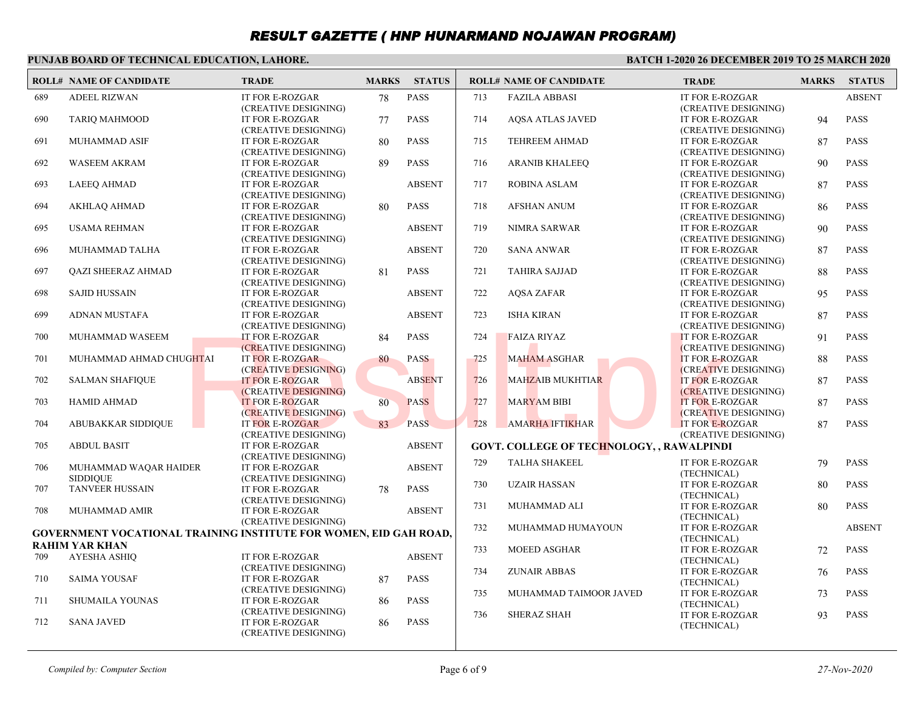# RESULT GAZETTE ( HNP HUNARMAND NOJAWAN PROGRAM)

**PUNJAB BOARD OF TECHNICAL EDUCATION, LAHORE.**

**BATCH 1-2020 26 DECEMBER 2019 TO 25 MARCH 2020**

| ROLL# | NAME OF CANDIDATE | TRADE | MARKS | STATUS |
|---|---|---|---|---|
| 689 | ADEEL RIZWAN | IT FOR E-ROZGAR (CREATIVE DESIGNING) | 78 | PASS |
| 690 | TARIQ MAHMOOD | IT FOR E-ROZGAR (CREATIVE DESIGNING) | 77 | PASS |
| 691 | MUHAMMAD ASIF | IT FOR E-ROZGAR (CREATIVE DESIGNING) | 80 | PASS |
| 692 | WASEEM AKRAM | IT FOR E-ROZGAR (CREATIVE DESIGNING) | 89 | PASS |
| 693 | LAEEQ AHMAD | IT FOR E-ROZGAR (CREATIVE DESIGNING) | | ABSENT |
| 694 | AKHLAQ AHMAD | IT FOR E-ROZGAR (CREATIVE DESIGNING) | 80 | PASS |
| 695 | USAMA REHMAN | IT FOR E-ROZGAR (CREATIVE DESIGNING) | | ABSENT |
| 696 | MUHAMMAD TALHA | IT FOR E-ROZGAR (CREATIVE DESIGNING) | | ABSENT |
| 697 | QAZI SHEERAZ AHMAD | IT FOR E-ROZGAR (CREATIVE DESIGNING) | 81 | PASS |
| 698 | SAJID HUSSAIN | IT FOR E-ROZGAR (CREATIVE DESIGNING) | | ABSENT |
| 699 | ADNAN MUSTAFA | IT FOR E-ROZGAR (CREATIVE DESIGNING) | | ABSENT |
| 700 | MUHAMMAD WASEEM | IT FOR E-ROZGAR (CREATIVE DESIGNING) | 84 | PASS |
| 701 | MUHAMMAD AHMAD CHUGHTAI | IT FOR E-ROZGAR (CREATIVE DESIGNING) | 80 | PASS |
| 702 | SALMAN SHAFIQUE | IT FOR E-ROZGAR (CREATIVE DESIGNING) | | ABSENT |
| 703 | HAMID AHMAD | IT FOR E-ROZGAR (CREATIVE DESIGNING) | 80 | PASS |
| 704 | ABUBAKKAR SIDDIQUE | IT FOR E-ROZGAR (CREATIVE DESIGNING) | 83 | PASS |
| 705 | ABDUL BASIT | IT FOR E-ROZGAR (CREATIVE DESIGNING) | | ABSENT |
| 706 | MUHAMMAD WAQAR HAIDER SIDDIQUE | IT FOR E-ROZGAR (CREATIVE DESIGNING) | | ABSENT |
| 707 | TANVEER HUSSAIN | IT FOR E-ROZGAR (CREATIVE DESIGNING) | 78 | PASS |
| 708 | MUHAMMAD AMIR | IT FOR E-ROZGAR (CREATIVE DESIGNING) | | ABSENT |

**GOVERNMENT VOCATIONAL TRAINING INSTITUTE FOR WOMEN, EID GAH ROAD, RAHIM YAR KHAN**

| ROLL# | NAME OF CANDIDATE | TRADE | MARKS | STATUS |
|---|---|---|---|---|
| 709 | AYESHA ASHIQ | IT FOR E-ROZGAR (CREATIVE DESIGNING) | | ABSENT |
| 710 | SAIMA YOUSAF | IT FOR E-ROZGAR (CREATIVE DESIGNING) | 87 | PASS |
| 711 | SHUMAILA YOUNAS | IT FOR E-ROZGAR (CREATIVE DESIGNING) | 86 | PASS |
| 712 | SANA JAVED | IT FOR E-ROZGAR (CREATIVE DESIGNING) | 86 | PASS |
| 713 | FAZILA ABBASI | IT FOR E-ROZGAR (CREATIVE DESIGNING) | | ABSENT |
| 714 | AQSA ATLAS JAVED | IT FOR E-ROZGAR (CREATIVE DESIGNING) | 94 | PASS |
| 715 | TEHREEM AHMAD | IT FOR E-ROZGAR (CREATIVE DESIGNING) | 87 | PASS |
| 716 | ARANIB KHALEEQ | IT FOR E-ROZGAR (CREATIVE DESIGNING) | 90 | PASS |
| 717 | ROBINA ASLAM | IT FOR E-ROZGAR (CREATIVE DESIGNING) | 87 | PASS |
| 718 | AFSHAN ANUM | IT FOR E-ROZGAR (CREATIVE DESIGNING) | 86 | PASS |
| 719 | NIMRA SARWAR | IT FOR E-ROZGAR (CREATIVE DESIGNING) | 90 | PASS |
| 720 | SANA ANWAR | IT FOR E-ROZGAR (CREATIVE DESIGNING) | 87 | PASS |
| 721 | TAHIRA SAJJAD | IT FOR E-ROZGAR (CREATIVE DESIGNING) | 88 | PASS |
| 722 | AQSA ZAFAR | IT FOR E-ROZGAR (CREATIVE DESIGNING) | 95 | PASS |
| 723 | ISHA KIRAN | IT FOR E-ROZGAR (CREATIVE DESIGNING) | 87 | PASS |
| 724 | FAIZA RIYAZ | IT FOR E-ROZGAR (CREATIVE DESIGNING) | 91 | PASS |
| 725 | MAHAM ASGHAR | IT FOR E-ROZGAR (CREATIVE DESIGNING) | 88 | PASS |
| 726 | MAHZAIB MUKHTIAR | IT FOR E-ROZGAR (CREATIVE DESIGNING) | 87 | PASS |
| 727 | MARYAM BIBI | IT FOR E-ROZGAR (CREATIVE DESIGNING) | 87 | PASS |
| 728 | AMARHA IFTIKHAR | IT FOR E-ROZGAR (CREATIVE DESIGNING) | 87 | PASS |

**GOVT. COLLEGE OF TECHNOLOGY, , RAWALPINDI**

| ROLL# | NAME OF CANDIDATE | TRADE | MARKS | STATUS |
|---|---|---|---|---|
| 729 | TALHA SHAKEEL | IT FOR E-ROZGAR (TECHNICAL) | 79 | PASS |
| 730 | UZAIR HASSAN | IT FOR E-ROZGAR (TECHNICAL) | 80 | PASS |
| 731 | MUHAMMAD ALI | IT FOR E-ROZGAR (TECHNICAL) | 80 | PASS |
| 732 | MUHAMMAD HUMAYOUN | IT FOR E-ROZGAR (TECHNICAL) | | ABSENT |
| 733 | MOEED ASGHAR | IT FOR E-ROZGAR (TECHNICAL) | 72 | PASS |
| 734 | ZUNAIR ABBAS | IT FOR E-ROZGAR (TECHNICAL) | 76 | PASS |
| 735 | MUHAMMAD TAIMOOR JAVED | IT FOR E-ROZGAR (TECHNICAL) | 73 | PASS |
| 736 | SHERAZ SHAH | IT FOR E-ROZGAR (TECHNICAL) | 93 | PASS |

*Compiled by: Computer Section*

*27-Nov-2020*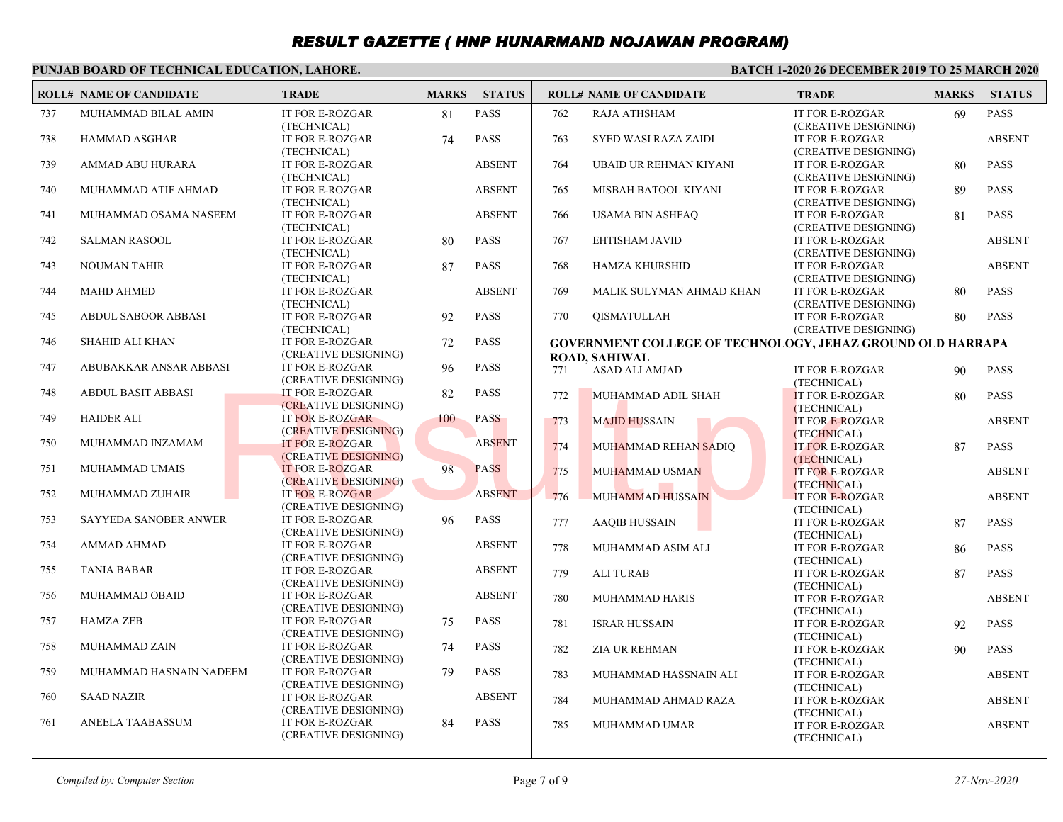# RESULT GAZETTE ( HNP HUNARMAND NOJAWAN PROGRAM)

**PUNJAB BOARD OF TECHNICAL EDUCATION, LAHORE.** **BATCH 1-2020 26 DECEMBER 2019 TO 25 MARCH 2020**

| ROLL# | NAME OF CANDIDATE | TRADE | MARKS | STATUS |
|---|---|---|---|---|
| 737 | MUHAMMAD BILAL AMIN | IT FOR E-ROZGAR (TECHNICAL) | 81 | PASS |
| 738 | HAMMAD ASGHAR | IT FOR E-ROZGAR (TECHNICAL) | 74 | PASS |
| 739 | AMMAD ABU HURARA | IT FOR E-ROZGAR (TECHNICAL) | | ABSENT |
| 740 | MUHAMMAD ATIF AHMAD | IT FOR E-ROZGAR (TECHNICAL) | | ABSENT |
| 741 | MUHAMMAD OSAMA NASEEM | IT FOR E-ROZGAR (TECHNICAL) | | ABSENT |
| 742 | SALMAN RASOOL | IT FOR E-ROZGAR (TECHNICAL) | 80 | PASS |
| 743 | NOUMAN TAHIR | IT FOR E-ROZGAR (TECHNICAL) | 87 | PASS |
| 744 | MAHD AHMED | IT FOR E-ROZGAR (TECHNICAL) | | ABSENT |
| 745 | ABDUL SABOOR ABBASI | IT FOR E-ROZGAR (TECHNICAL) | 92 | PASS |
| 746 | SHAHID ALI KHAN | IT FOR E-ROZGAR (CREATIVE DESIGNING) | 72 | PASS |
| 747 | ABUBAKKAR ANSAR ABBASI | IT FOR E-ROZGAR (CREATIVE DESIGNING) | 96 | PASS |
| 748 | ABDUL BASIT ABBASI | IT FOR E-ROZGAR (CREATIVE DESIGNING) | 82 | PASS |
| 749 | HAIDER ALI | IT FOR E-ROZGAR (CREATIVE DESIGNING) | 100 | PASS |
| 750 | MUHAMMAD INZAMAM | IT FOR E-ROZGAR (CREATIVE DESIGNING) | | ABSENT |
| 751 | MUHAMMAD UMAIS | IT FOR E-ROZGAR (CREATIVE DESIGNING) | 98 | PASS |
| 752 | MUHAMMAD ZUHAIR | IT FOR E-ROZGAR (CREATIVE DESIGNING) | | ABSENT |
| 753 | SAYYEDA SANOBER ANWER | IT FOR E-ROZGAR (CREATIVE DESIGNING) | 96 | PASS |
| 754 | AMMAD AHMAD | IT FOR E-ROZGAR (CREATIVE DESIGNING) | | ABSENT |
| 755 | TANIA BABAR | IT FOR E-ROZGAR (CREATIVE DESIGNING) | | ABSENT |
| 756 | MUHAMMAD OBAID | IT FOR E-ROZGAR (CREATIVE DESIGNING) | | ABSENT |
| 757 | HAMZA ZEB | IT FOR E-ROZGAR (CREATIVE DESIGNING) | 75 | PASS |
| 758 | MUHAMMAD ZAIN | IT FOR E-ROZGAR (CREATIVE DESIGNING) | 74 | PASS |
| 759 | MUHAMMAD HASNAIN NADEEM | IT FOR E-ROZGAR (CREATIVE DESIGNING) | 79 | PASS |
| 760 | SAAD NAZIR | IT FOR E-ROZGAR (CREATIVE DESIGNING) | | ABSENT |
| 761 | ANEELA TAABASSUM | IT FOR E-ROZGAR (CREATIVE DESIGNING) | 84 | PASS |
| 762 | RAJA ATHSHAM | IT FOR E-ROZGAR (CREATIVE DESIGNING) | 69 | PASS |
| 763 | SYED WASI RAZA ZAIDI | IT FOR E-ROZGAR (CREATIVE DESIGNING) | | ABSENT |
| 764 | UBAID UR REHMAN KIYANI | IT FOR E-ROZGAR (CREATIVE DESIGNING) | 80 | PASS |
| 765 | MISBAH BATOOL KIYANI | IT FOR E-ROZGAR (CREATIVE DESIGNING) | 89 | PASS |
| 766 | USAMA BIN ASHFAQ | IT FOR E-ROZGAR (CREATIVE DESIGNING) | 81 | PASS |
| 767 | EHTISHAM JAVID | IT FOR E-ROZGAR (CREATIVE DESIGNING) | | ABSENT |
| 768 | HAMZA KHURSHID | IT FOR E-ROZGAR (CREATIVE DESIGNING) | | ABSENT |
| 769 | MALIK SULYMAN AHMAD KHAN | IT FOR E-ROZGAR (CREATIVE DESIGNING) | 80 | PASS |
| 770 | QISMATULLAH | IT FOR E-ROZGAR (CREATIVE DESIGNING) | 80 | PASS |

**GOVERNMENT COLLEGE OF TECHNOLOGY, JEHAZ GROUND OLD HARRAPA ROAD, SAHIWAL**

| ROLL# | NAME OF CANDIDATE | TRADE | MARKS | STATUS |
|---|---|---|---|---|
| 771 | ASAD ALI AMJAD | IT FOR E-ROZGAR (TECHNICAL) | 90 | PASS |
| 772 | MUHAMMAD ADIL SHAH | IT FOR E-ROZGAR (TECHNICAL) | 80 | PASS |
| 773 | MAJID HUSSAIN | IT FOR E-ROZGAR (TECHNICAL) | | ABSENT |
| 774 | MUHAMMAD REHAN SADIQ | IT FOR E-ROZGAR (TECHNICAL) | 87 | PASS |
| 775 | MUHAMMAD USMAN | IT FOR E-ROZGAR (TECHNICAL) | | ABSENT |
| 776 | MUHAMMAD HUSSAIN | IT FOR E-ROZGAR (TECHNICAL) | | ABSENT |
| 777 | AAQIB HUSSAIN | IT FOR E-ROZGAR (TECHNICAL) | 87 | PASS |
| 778 | MUHAMMAD ASIM ALI | IT FOR E-ROZGAR (TECHNICAL) | 86 | PASS |
| 779 | ALI TURAB | IT FOR E-ROZGAR (TECHNICAL) | 87 | PASS |
| 780 | MUHAMMAD HARIS | IT FOR E-ROZGAR (TECHNICAL) | | ABSENT |
| 781 | ISRAR HUSSAIN | IT FOR E-ROZGAR (TECHNICAL) | 92 | PASS |
| 782 | ZIA UR REHMAN | IT FOR E-ROZGAR (TECHNICAL) | 90 | PASS |
| 783 | MUHAMMAD HASSNAIN ALI | IT FOR E-ROZGAR (TECHNICAL) | | ABSENT |
| 784 | MUHAMMAD AHMAD RAZA | IT FOR E-ROZGAR (TECHNICAL) | | ABSENT |
| 785 | MUHAMMAD UMAR | IT FOR E-ROZGAR (TECHNICAL) | | ABSENT |

*Compiled by: Computer Section* *27-Nov-2020*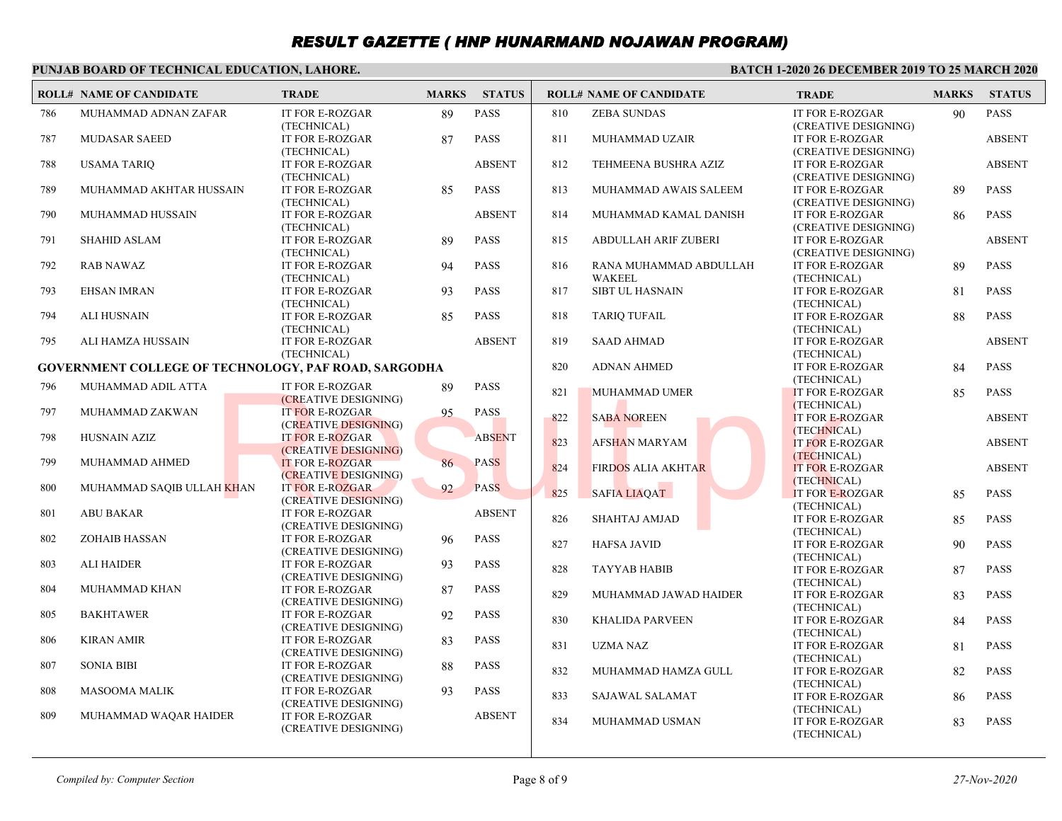# RESULT GAZETTE ( HNP HUNARMAND NOJAWAN PROGRAM)

**PUNJAB BOARD OF TECHNICAL EDUCATION, LAHORE.** **BATCH 1-2020 26 DECEMBER 2019 TO 25 MARCH 2020**

| ROLL# | NAME OF CANDIDATE | TRADE | MARKS | STATUS |
|---|---|---|---|---|
| 786 | MUHAMMAD ADNAN ZAFAR | IT FOR E-ROZGAR (TECHNICAL) | 89 | PASS |
| 787 | MUDASAR SAEED | IT FOR E-ROZGAR (TECHNICAL) | 87 | PASS |
| 788 | USAMA TARIQ | IT FOR E-ROZGAR (TECHNICAL) | | ABSENT |
| 789 | MUHAMMAD AKHTAR HUSSAIN | IT FOR E-ROZGAR (TECHNICAL) | 85 | PASS |
| 790 | MUHAMMAD HUSSAIN | IT FOR E-ROZGAR (TECHNICAL) | | ABSENT |
| 791 | SHAHID ASLAM | IT FOR E-ROZGAR (TECHNICAL) | 89 | PASS |
| 792 | RAB NAWAZ | IT FOR E-ROZGAR (TECHNICAL) | 94 | PASS |
| 793 | EHSAN IMRAN | IT FOR E-ROZGAR (TECHNICAL) | 93 | PASS |
| 794 | ALI HUSNAIN | IT FOR E-ROZGAR (TECHNICAL) | 85 | PASS |
| 795 | ALI HAMZA HUSSAIN | IT FOR E-ROZGAR (TECHNICAL) | | ABSENT |

**GOVERNMENT COLLEGE OF TECHNOLOGY, PAF ROAD, SARGODHA**

| ROLL# | NAME OF CANDIDATE | TRADE | MARKS | STATUS |
|---|---|---|---|---|
| 796 | MUHAMMAD ADIL ATTA | IT FOR E-ROZGAR (CREATIVE DESIGNING) | 89 | PASS |
| 797 | MUHAMMAD ZAKWAN | IT FOR E-ROZGAR (CREATIVE DESIGNING) | 95 | PASS |
| 798 | HUSNAIN AZIZ | IT FOR E-ROZGAR (CREATIVE DESIGNING) | | ABSENT |
| 799 | MUHAMMAD AHMED | IT FOR E-ROZGAR (CREATIVE DESIGNING) | 86 | PASS |
| 800 | MUHAMMAD SAQIB ULLAH KHAN | IT FOR E-ROZGAR (CREATIVE DESIGNING) | 92 | PASS |
| 801 | ABU BAKAR | IT FOR E-ROZGAR (CREATIVE DESIGNING) | | ABSENT |
| 802 | ZOHAIB HASSAN | IT FOR E-ROZGAR (CREATIVE DESIGNING) | 96 | PASS |
| 803 | ALI HAIDER | IT FOR E-ROZGAR (CREATIVE DESIGNING) | 93 | PASS |
| 804 | MUHAMMAD KHAN | IT FOR E-ROZGAR (CREATIVE DESIGNING) | 87 | PASS |
| 805 | BAKHTAWER | IT FOR E-ROZGAR (CREATIVE DESIGNING) | 92 | PASS |
| 806 | KIRAN AMIR | IT FOR E-ROZGAR (CREATIVE DESIGNING) | 83 | PASS |
| 807 | SONIA BIBI | IT FOR E-ROZGAR (CREATIVE DESIGNING) | 88 | PASS |
| 808 | MASOOMA MALIK | IT FOR E-ROZGAR (CREATIVE DESIGNING) | 93 | PASS |
| 809 | MUHAMMAD WAQAR HAIDER | IT FOR E-ROZGAR (CREATIVE DESIGNING) | | ABSENT |
| 810 | ZEBA SUNDAS | IT FOR E-ROZGAR (CREATIVE DESIGNING) | 90 | PASS |
| 811 | MUHAMMAD UZAIR | IT FOR E-ROZGAR (CREATIVE DESIGNING) | | ABSENT |
| 812 | TEHMEENA BUSHRA AZIZ | IT FOR E-ROZGAR (CREATIVE DESIGNING) | | ABSENT |
| 813 | MUHAMMAD AWAIS SALEEM | IT FOR E-ROZGAR (CREATIVE DESIGNING) | 89 | PASS |
| 814 | MUHAMMAD KAMAL DANISH | IT FOR E-ROZGAR (CREATIVE DESIGNING) | 86 | PASS |
| 815 | ABDULLAH ARIF ZUBERI | IT FOR E-ROZGAR (CREATIVE DESIGNING) | | ABSENT |
| 816 | RANA MUHAMMAD ABDULLAH WAKEEL | IT FOR E-ROZGAR (TECHNICAL) | 89 | PASS |
| 817 | SIBT UL HASNAIN | IT FOR E-ROZGAR (TECHNICAL) | 81 | PASS |
| 818 | TARIQ TUFAIL | IT FOR E-ROZGAR (TECHNICAL) | 88 | PASS |
| 819 | SAAD AHMAD | IT FOR E-ROZGAR (TECHNICAL) | | ABSENT |
| 820 | ADNAN AHMED | IT FOR E-ROZGAR (TECHNICAL) | 84 | PASS |
| 821 | MUHAMMAD UMER | IT FOR E-ROZGAR (TECHNICAL) | 85 | PASS |
| 822 | SABA NOREEN | IT FOR E-ROZGAR (TECHNICAL) | | ABSENT |
| 823 | AFSHAN MARYAM | IT FOR E-ROZGAR (TECHNICAL) | | ABSENT |
| 824 | FIRDOS ALIA AKHTAR | IT FOR E-ROZGAR (TECHNICAL) | | ABSENT |
| 825 | SAFIA LIAQAT | IT FOR E-ROZGAR (TECHNICAL) | 85 | PASS |
| 826 | SHAHTAJ AMJAD | IT FOR E-ROZGAR (TECHNICAL) | 85 | PASS |
| 827 | HAFSA JAVID | IT FOR E-ROZGAR (TECHNICAL) | 90 | PASS |
| 828 | TAYYAB HABIB | IT FOR E-ROZGAR (TECHNICAL) | 87 | PASS |
| 829 | MUHAMMAD JAWAD HAIDER | IT FOR E-ROZGAR (TECHNICAL) | 83 | PASS |
| 830 | KHALIDA PARVEEN | IT FOR E-ROZGAR (TECHNICAL) | 84 | PASS |
| 831 | UZMA NAZ | IT FOR E-ROZGAR (TECHNICAL) | 81 | PASS |
| 832 | MUHAMMAD HAMZA GULL | IT FOR E-ROZGAR (TECHNICAL) | 82 | PASS |
| 833 | SAJAWAL SALAMAT | IT FOR E-ROZGAR (TECHNICAL) | 86 | PASS |
| 834 | MUHAMMAD USMAN | IT FOR E-ROZGAR (TECHNICAL) | 83 | PASS |

*Compiled by: Computer Section* *27-Nov-2020*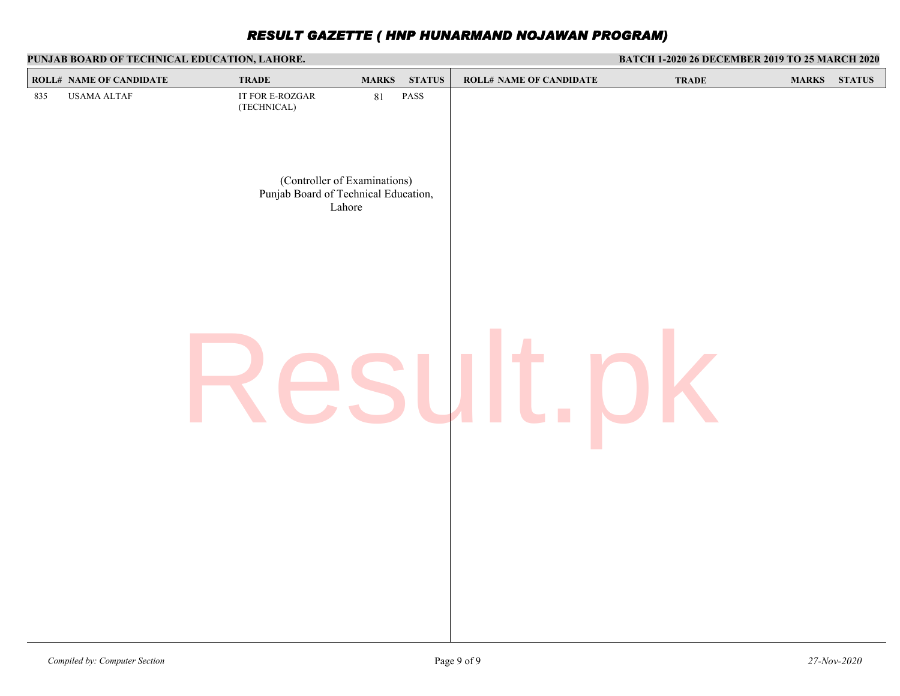# RESULT GAZETTE ( HNP HUNARMAND NOJAWAN PROGRAM)

**PUNJAB BOARD OF TECHNICAL EDUCATION, LAHORE.** **BATCH 1-2020 26 DECEMBER 2019 TO 25 MARCH 2020**

| ROLL# | NAME OF CANDIDATE | TRADE | MARKS | STATUS |
|---|---|---|---|---|
| 835 | USAMA ALTAF | IT FOR E-ROZGAR (TECHNICAL) | 81 | PASS |

(Controller of Examinations)
Punjab Board of Technical Education, Lahore

*Compiled by: Computer Section*

*27-Nov-2020*